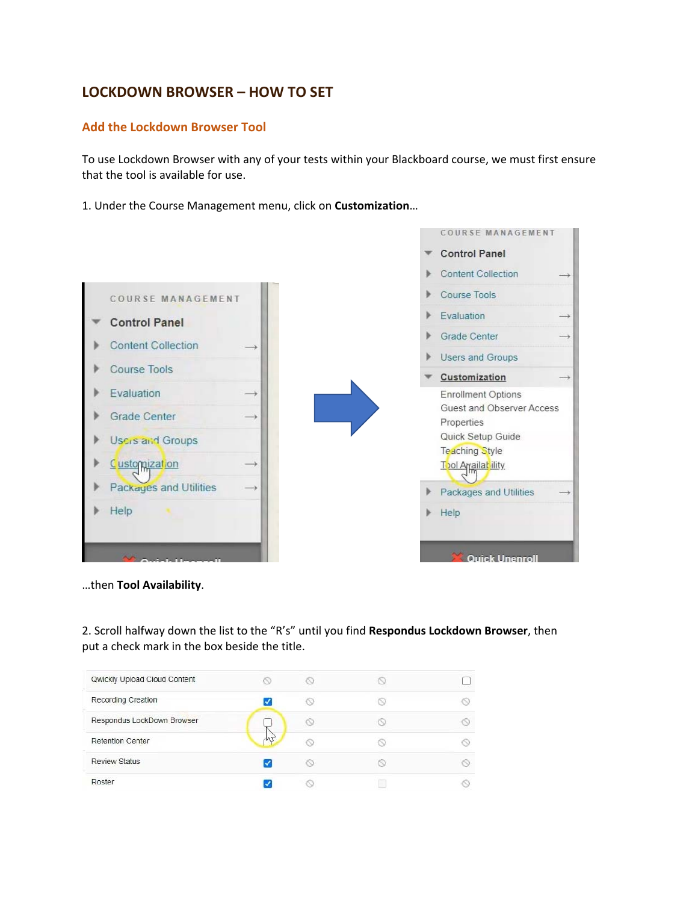# LOCKDOWN BROWSER – HOW TO SET

## Add the Lockdown Browser Tool

To use Lockdown Browser with any of your tests within your Blackboard course, we must first ensure that the tool is available for use.

1. Under the Course Management menu, click on **Customization**…

…then **Tool Availability**.

2. Scroll halfway down the list to the "R's" until you find **Respondus Lockdown Browser**, then put a check mark in the box beside the title.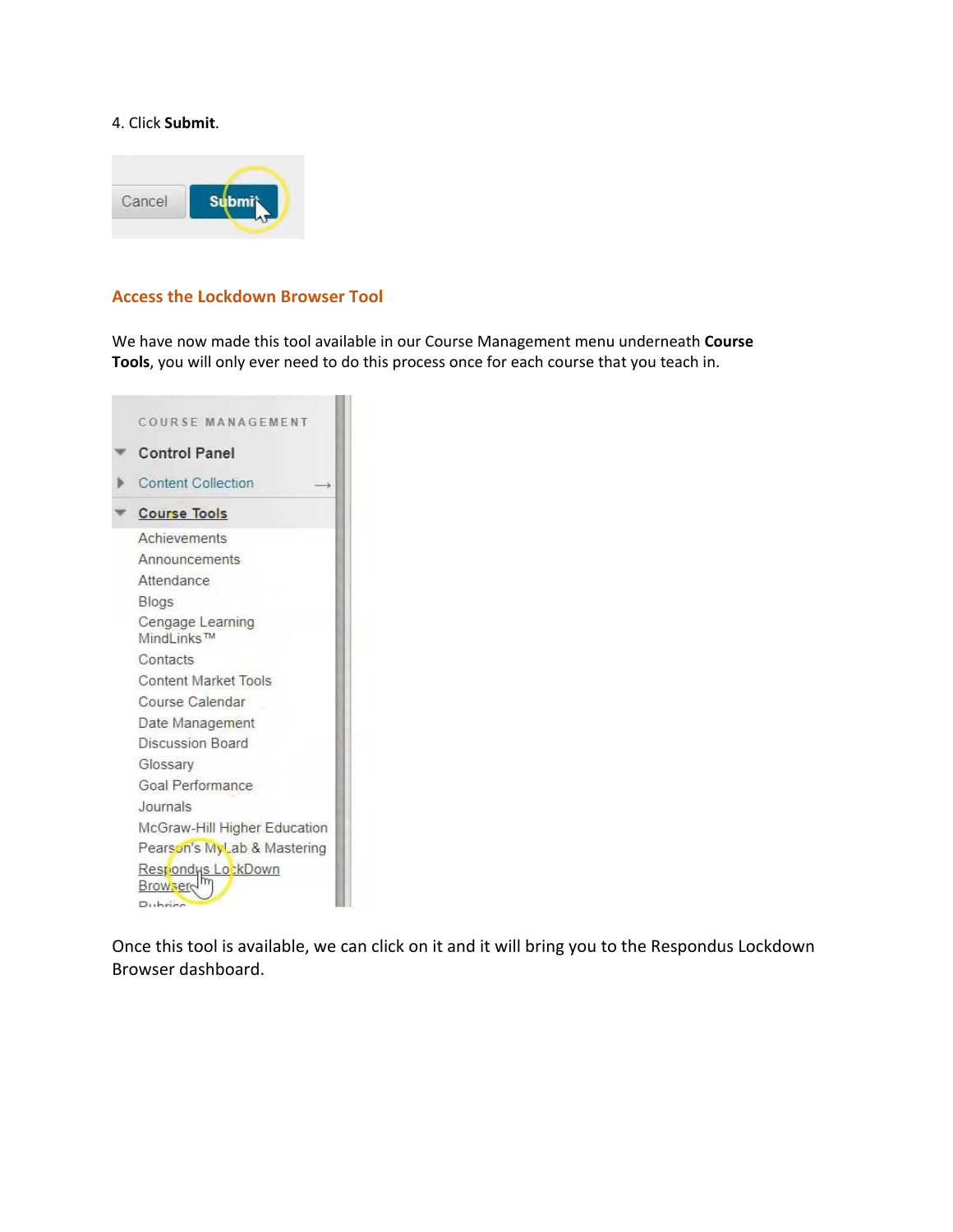4. Click **Submit**.

## Access the Lockdown Browser Tool

We have now made this tool available in our Course Management menu underneath **Course Tools**, you will only ever need to do this process once for each course that you teach in.

Once this tool is available, we can click on it and it will bring you to the Respondus Lockdown Browser dashboard.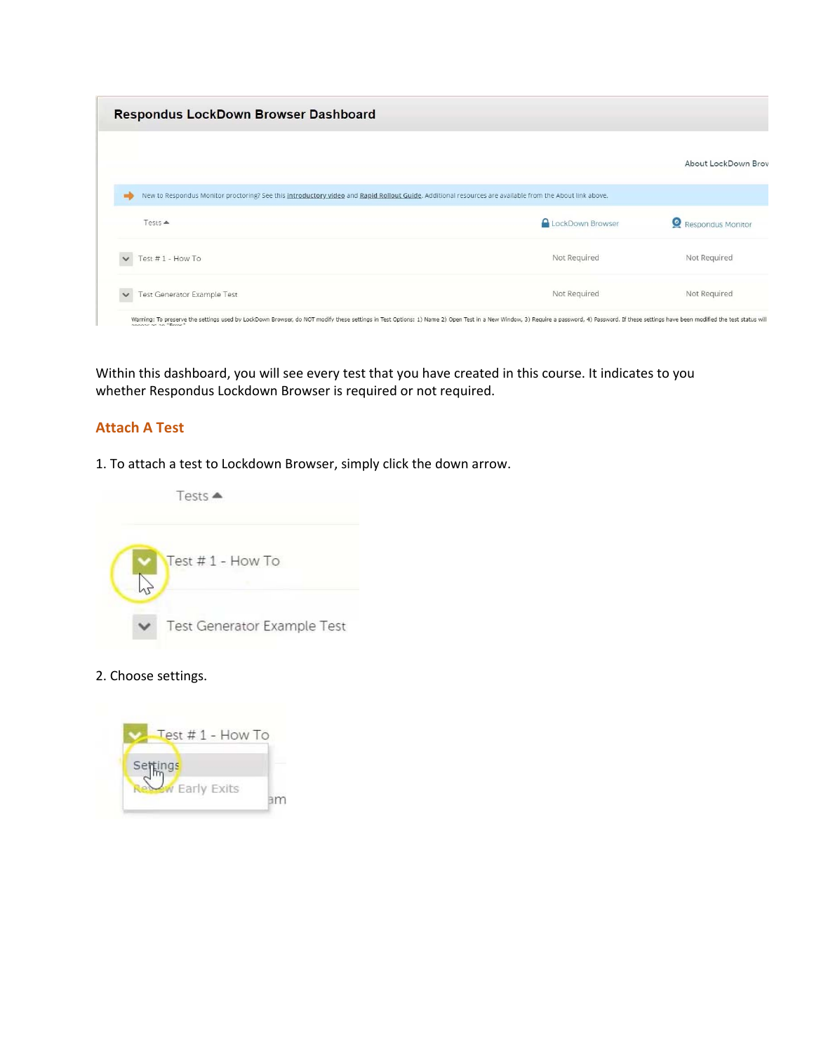Within this dashboard, you will see every test that you have created in this course. It indicates to you whether Respondus Lockdown Browser is required or not required.

## Attach A Test

1. To attach a test to Lockdown Browser, simply click the down arrow.

2. Choose settings.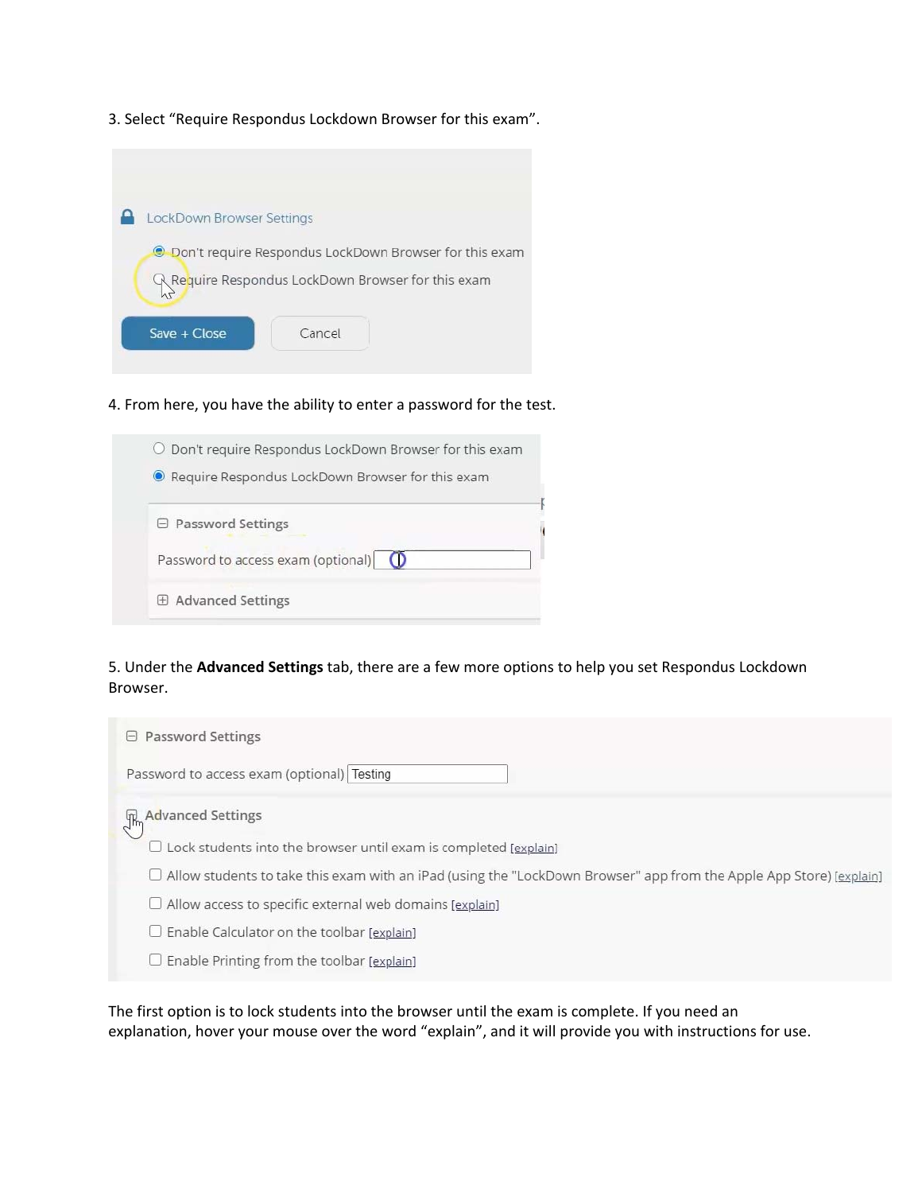3. Select “Require Respondus Lockdown Browser for this exam”.

LockDown Browser Settings

- Don't require Respondus LockDown Browser for this exam
- Require Respondus LockDown Browser for this exam

Save + Close    Cancel

4. From here, you have the ability to enter a password for the test.

- Don't require Respondus LockDown Browser for this exam
- Require Respondus LockDown Browser for this exam

Password Settings

Password to access exam (optional)

Advanced Settings

5. Under the **Advanced Settings** tab, there are a few more options to help you set Respondus Lockdown Browser.

Password Settings

Password to access exam (optional) Testing

Advanced Settings

- Lock students into the browser until exam is completed [explain]
- Allow students to take this exam with an iPad (using the "LockDown Browser" app from the Apple App Store) [explain]
- Allow access to specific external web domains [explain]
- Enable Calculator on the toolbar [explain]
- Enable Printing from the toolbar [explain]

The first option is to lock students into the browser until the exam is complete. If you need an explanation, hover your mouse over the word “explain”, and it will provide you with instructions for use.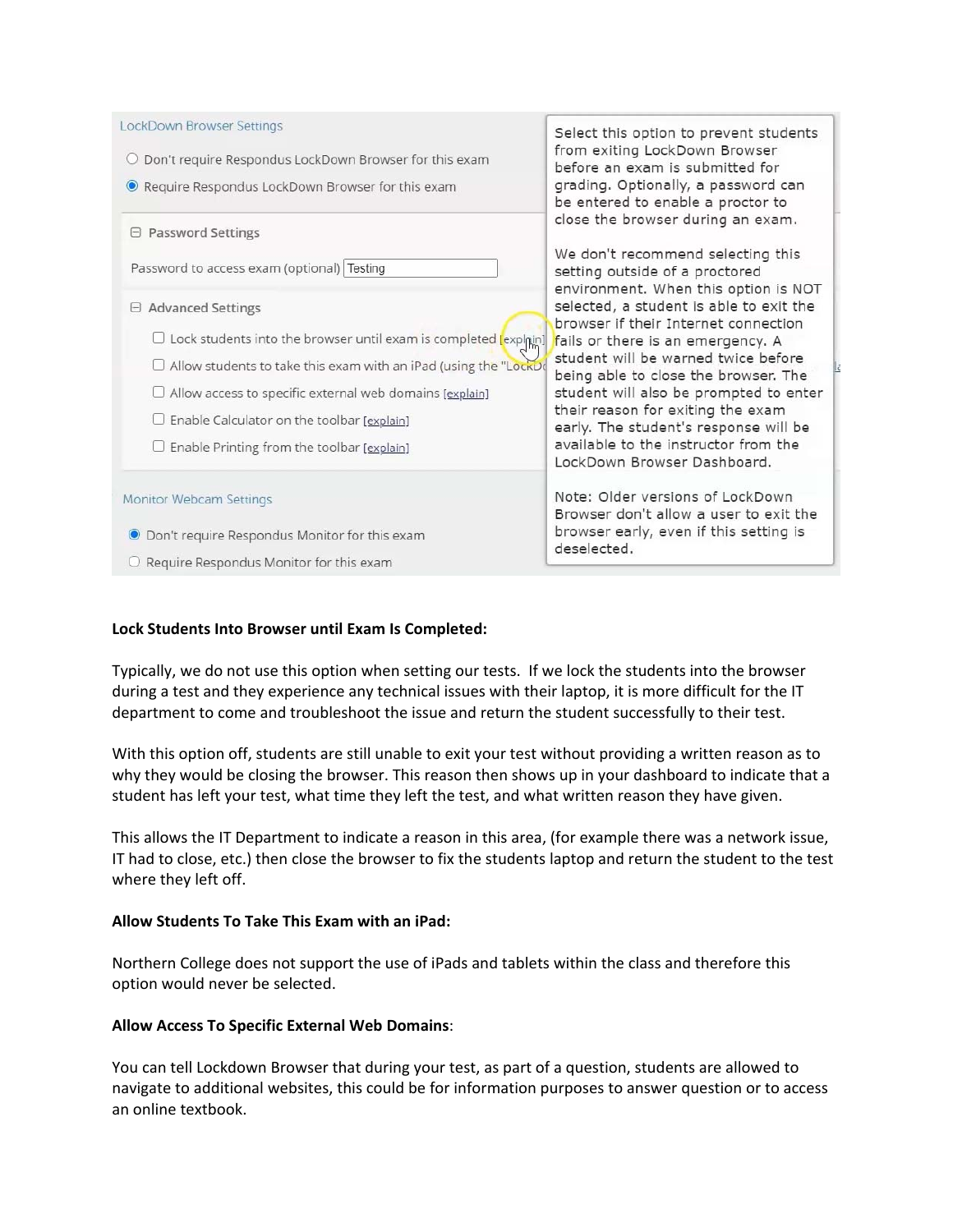LockDown Browser Settings

- ○ Don't require Respondus LockDown Browser for this exam
- ◉ Require Respondus LockDown Browser for this exam

⊟ Password Settings

Password to access exam (optional) Testing

⊟ Advanced Settings

- ☐ Lock students into the browser until exam is completed [explain]
- ☐ Allow students to take this exam with an iPad (using the "LockDo
- ☐ Allow access to specific external web domains [explain]
- ☐ Enable Calculator on the toolbar [explain]
- ☐ Enable Printing from the toolbar [explain]

Monitor Webcam Settings

- ◉ Don't require Respondus Monitor for this exam
- ○ Require Respondus Monitor for this exam

Select this option to prevent students from exiting LockDown Browser before an exam is submitted for grading. Optionally, a password can be entered to enable a proctor to close the browser during an exam.

We don't recommend selecting this setting outside of a proctored environment. When this option is NOT selected, a student is able to exit the browser if their Internet connection fails or there is an emergency. A student will be warned twice before being able to close the browser. The student will also be prompted to enter their reason for exiting the exam early. The student's response will be available to the instructor from the LockDown Browser Dashboard.

Note: Older versions of LockDown Browser don't allow a user to exit the browser early, even if this setting is deselected.

**Lock Students Into Browser until Exam Is Completed:**

Typically, we do not use this option when setting our tests. If we lock the students into the browser during a test and they experience any technical issues with their laptop, it is more difficult for the IT department to come and troubleshoot the issue and return the student successfully to their test.

With this option off, students are still unable to exit your test without providing a written reason as to why they would be closing the browser. This reason then shows up in your dashboard to indicate that a student has left your test, what time they left the test, and what written reason they have given.

This allows the IT Department to indicate a reason in this area, (for example there was a network issue, IT had to close, etc.) then close the browser to fix the students laptop and return the student to the test where they left off.

**Allow Students To Take This Exam with an iPad:**

Northern College does not support the use of iPads and tablets within the class and therefore this option would never be selected.

**Allow Access To Specific External Web Domains**:

You can tell Lockdown Browser that during your test, as part of a question, students are allowed to navigate to additional websites, this could be for information purposes to answer question or to access an online textbook.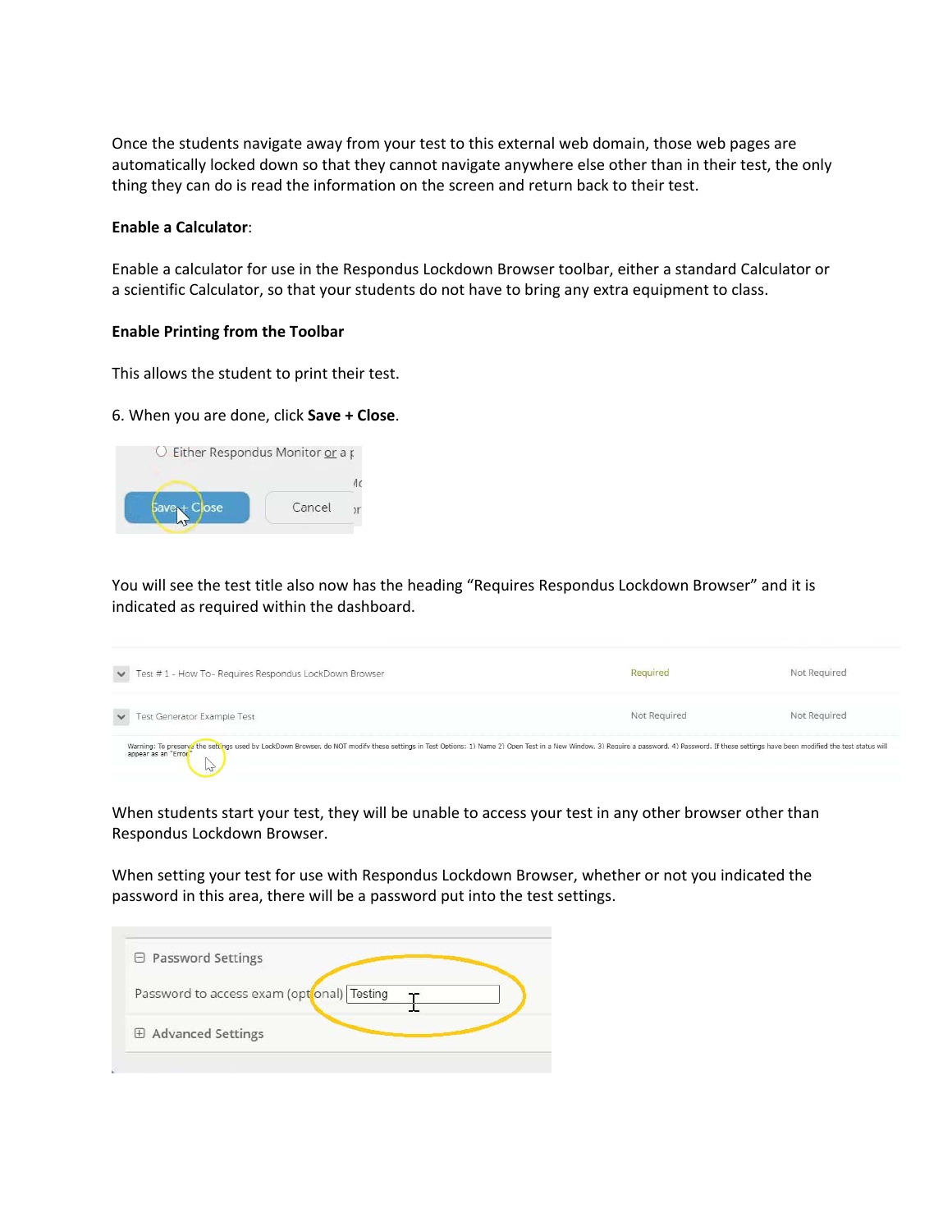Once the students navigate away from your test to this external web domain, those web pages are automatically locked down so that they cannot navigate anywhere else other than in their test, the only thing they can do is read the information on the screen and return back to their test.

**Enable a Calculator**:

Enable a calculator for use in the Respondus Lockdown Browser toolbar, either a standard Calculator or a scientific Calculator, so that your students do not have to bring any extra equipment to class.

**Enable Printing from the Toolbar**

This allows the student to print their test.

6. When you are done, click **Save + Close**.

You will see the test title also now has the heading "Requires Respondus Lockdown Browser" and it is indicated as required within the dashboard.

When students start your test, they will be unable to access your test in any other browser other than Respondus Lockdown Browser.

When setting your test for use with Respondus Lockdown Browser, whether or not you indicated the password in this area, there will be a password put into the test settings.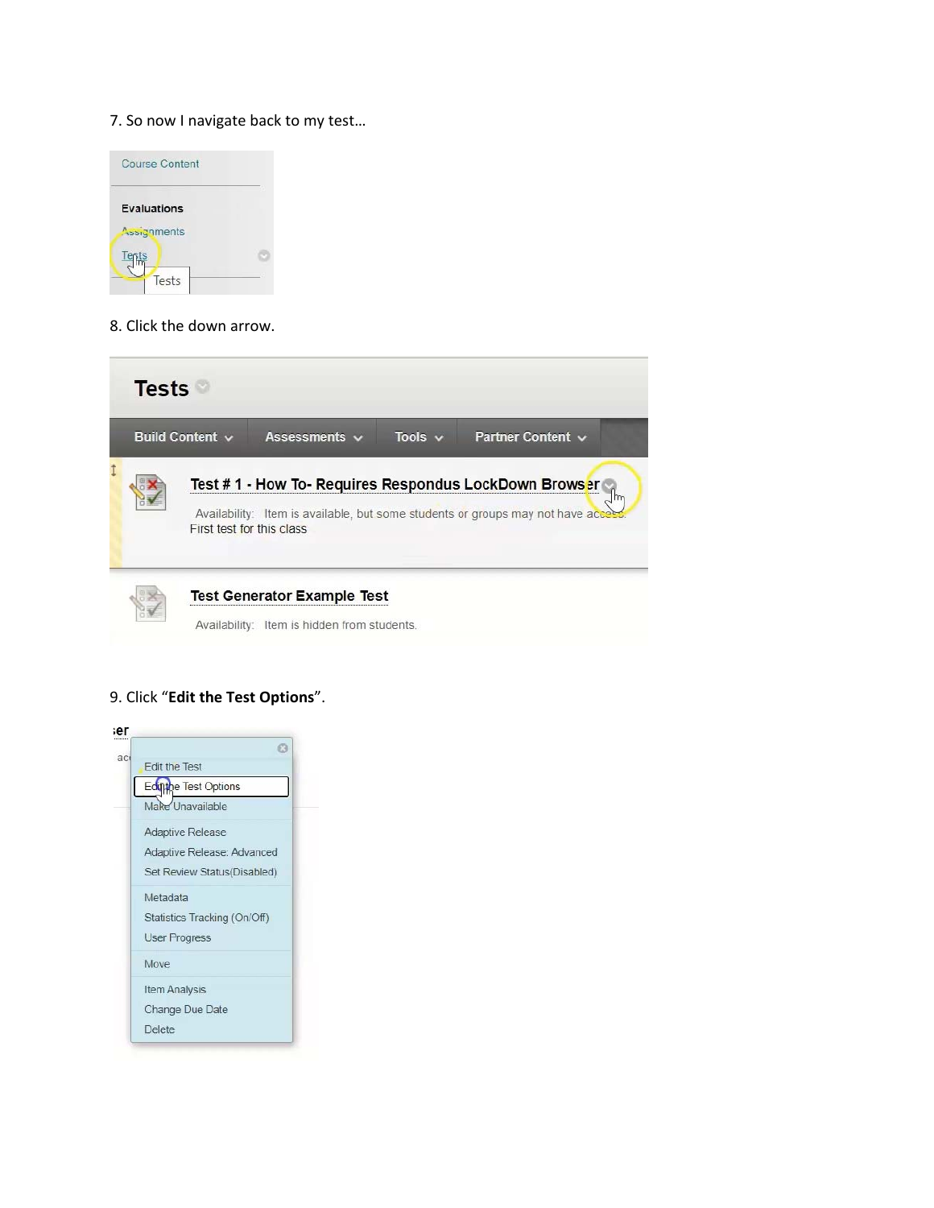7. So now I navigate back to my test…

8. Click the down arrow.

9. Click “**Edit the Test Options**”.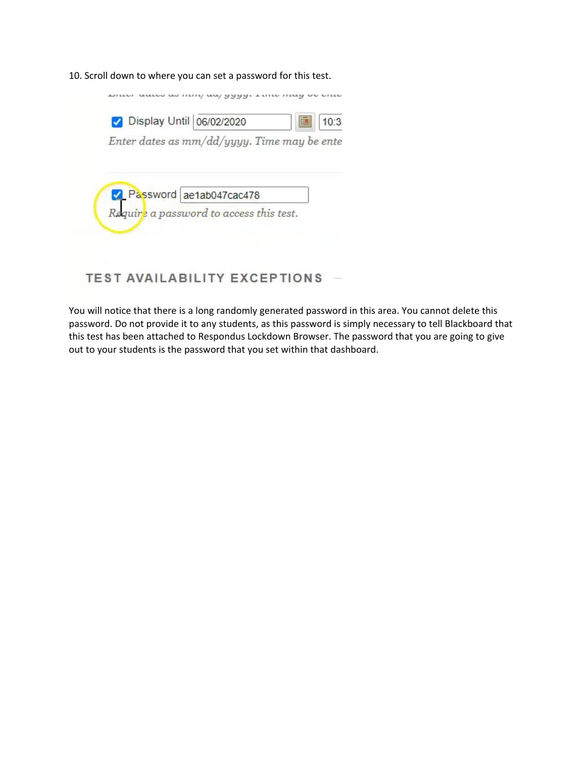10. Scroll down to where you can set a password for this test.

You will notice that there is a long randomly generated password in this area. You cannot delete this password. Do not provide it to any students, as this password is simply necessary to tell Blackboard that this test has been attached to Respondus Lockdown Browser. The password that you are going to give out to your students is the password that you set within that dashboard.